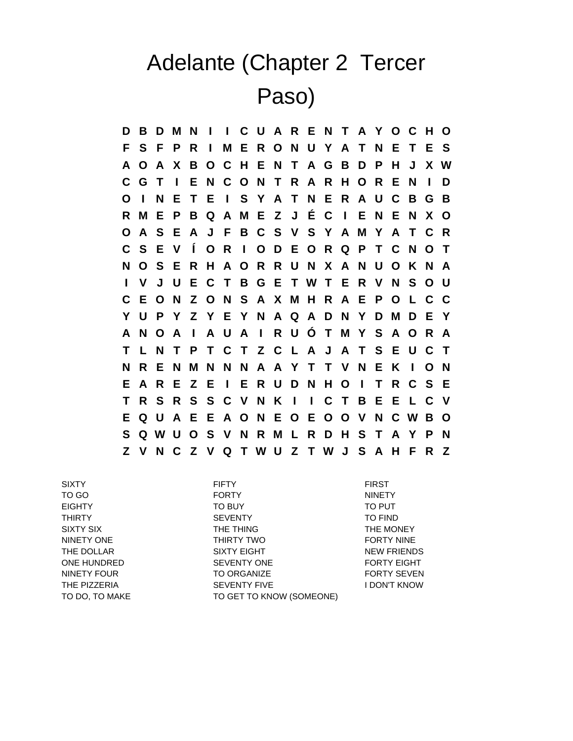# Adelante (Chapter 2 Tercer Paso)

```
D B D M N I I C U A R E N T A Y O C H O
F S F P R I M E R O N U Y A T N E T E S
A O A X B O C H E N T A G B D P H J X W
C G T I E N C O N T R A R H O R E N I D
O I N E T E I S Y A T N E R A U C B G B
R M E P B Q A M E Z J É C I E N E N X O
O A S E A J F B C S V S Y A M Y A T C R
C S E V Í O R I O D E O R Q P T C N O T
N O S E R H A O R R U N X A N U O K N A
I V J U E C T B G E T W T E R V N S O U
C E O N Z O N S A X M H R A E P O L C C
Y U P Y Z Y E Y N A Q A D N Y D M D E Y
A N O A I A U A I R U Ó T M Y S A O R A
T L N T P T C T Z C L A J A T S E U C T
N R E N M N N N A A Y T T V N E K I O N
E A R E Z E I E R U D N H O I T R C S E
T R S R S S C V N K I I C T B E E L C V
E Q U A E E A O N E O E O O V N C W B O
S Q W U O S V N R M L R D H S T A Y P N
Z V N C Z V Q T W U Z T W J S A H F R Z
```

| | | |
|---|---|---|
| SIXTY | FIFTY | FIRST |
| TO GO | FORTY | NINETY |
| EIGHTY | TO BUY | TO PUT |
| THIRTY | SEVENTY | TO FIND |
| SIXTY SIX | THE THING | THE MONEY |
| NINETY ONE | THIRTY TWO | FORTY NINE |
| THE DOLLAR | SIXTY EIGHT | NEW FRIENDS |
| ONE HUNDRED | SEVENTY ONE | FORTY EIGHT |
| NINETY FOUR | TO ORGANIZE | FORTY SEVEN |
| THE PIZZERIA | SEVENTY FIVE | I DON'T KNOW |
| TO DO, TO MAKE | TO GET TO KNOW (SOMEONE) | |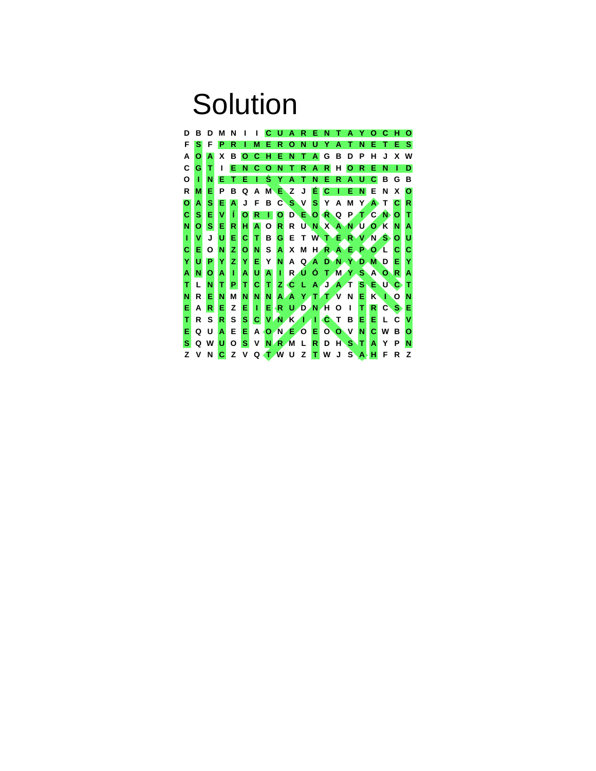# Solution

| | | | | | | | | | | | | | | | | | | | |
|---|---|---|---|---|---|---|---|---|---|---|---|---|---|---|---|---|---|---|---|
| D | B | D | M | N | I | I | C | U | A | R | E | N | T | A | Y | O | C | H | O |
| F | S | F | P | R | I | M | E | R | O | N | U | Y | A | T | N | E | T | E | S |
| A | O | A | X | B | O | C | H | E | N | T | A | G | B | D | P | H | J | X | W |
| C | G | T | I | E | N | C | O | N | T | R | A | R | H | O | R | E | N | I | D |
| O | I | N | E | T | E | I | S | Y | A | T | N | E | R | A | U | C | B | G | B |
| R | M | E | P | B | Q | A | M | E | Z | J | É | C | I | E | N | E | N | X | O |
| O | A | S | E | A | J | F | B | C | S | V | S | Y | A | M | Y | A | T | C | R |
| C | S | E | V | Í | O | R | I | O | D | E | O | R | Q | P | T | C | N | O | T |
| N | O | S | E | R | H | A | O | R | R | U | N | X | A | N | U | O | K | N | A |
| I | V | J | U | E | C | T | B | G | E | T | W | T | E | R | V | N | S | O | U |
| C | E | O | N | Z | O | N | S | A | X | M | H | R | A | E | P | O | L | C | C |
| Y | U | P | Y | Z | Y | E | Y | N | A | Q | A | D | N | Y | D | M | D | E | Y |
| A | N | O | A | I | A | U | A | I | R | U | Ó | T | M | Y | S | A | O | R | A |
| T | L | N | T | P | T | C | T | Z | C | L | A | J | A | T | S | E | U | C | T |
| N | R | E | N | M | N | N | N | A | A | Y | T | T | V | N | E | K | I | O | N |
| E | A | R | E | Z | E | I | E | R | U | D | N | H | O | I | T | R | C | S | E |
| T | R | S | R | S | S | C | V | N | K | I | I | C | T | B | E | E | L | C | V |
| E | Q | U | A | E | E | A | O | N | E | O | E | O | O | V | N | C | W | B | O |
| S | Q | W | U | O | S | V | N | R | M | L | R | D | H | S | T | A | Y | P | N |
| Z | V | N | C | Z | V | Q | T | W | U | Z | T | W | J | S | A | H | F | R | Z |